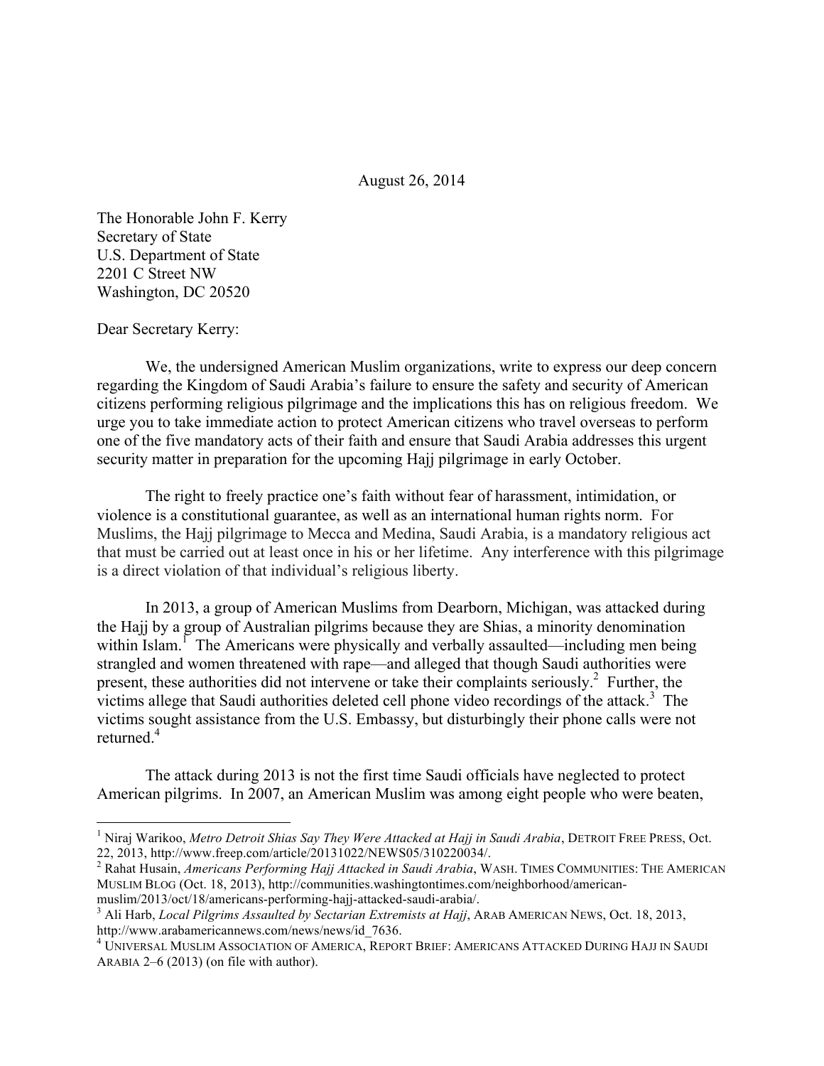August 26, 2014

The Honorable John F. Kerry
Secretary of State
U.S. Department of State
2201 C Street NW
Washington, DC 20520

Dear Secretary Kerry:

We, the undersigned American Muslim organizations, write to express our deep concern regarding the Kingdom of Saudi Arabia's failure to ensure the safety and security of American citizens performing religious pilgrimage and the implications this has on religious freedom. We urge you to take immediate action to protect American citizens who travel overseas to perform one of the five mandatory acts of their faith and ensure that Saudi Arabia addresses this urgent security matter in preparation for the upcoming Hajj pilgrimage in early October.

The right to freely practice one's faith without fear of harassment, intimidation, or violence is a constitutional guarantee, as well as an international human rights norm. For Muslims, the Hajj pilgrimage to Mecca and Medina, Saudi Arabia, is a mandatory religious act that must be carried out at least once in his or her lifetime. Any interference with this pilgrimage is a direct violation of that individual's religious liberty.

In 2013, a group of American Muslims from Dearborn, Michigan, was attacked during the Hajj by a group of Australian pilgrims because they are Shias, a minority denomination within Islam.[1] The Americans were physically and verbally assaulted—including men being strangled and women threatened with rape—and alleged that though Saudi authorities were present, these authorities did not intervene or take their complaints seriously.[2] Further, the victims allege that Saudi authorities deleted cell phone video recordings of the attack.[3] The victims sought assistance from the U.S. Embassy, but disturbingly their phone calls were not returned.[4]

The attack during 2013 is not the first time Saudi officials have neglected to protect American pilgrims. In 2007, an American Muslim was among eight people who were beaten,

---

[1] Niraj Warikoo, *Metro Detroit Shias Say They Were Attacked at Hajj in Saudi Arabia*, DETROIT FREE PRESS, Oct. 22, 2013, http://www.freep.com/article/20131022/NEWS05/310220034/.

[2] Rahat Husain, *Americans Performing Hajj Attacked in Saudi Arabia*, WASH. TIMES COMMUNITIES: THE AMERICAN MUSLIM BLOG (Oct. 18, 2013), http://communities.washingtontimes.com/neighborhood/american-muslim/2013/oct/18/americans-performing-hajj-attacked-saudi-arabia/.

[3] Ali Harb, *Local Pilgrims Assaulted by Sectarian Extremists at Hajj*, ARAB AMERICAN NEWS, Oct. 18, 2013, http://www.arabamericannews.com/news/news/id_7636.

[4] UNIVERSAL MUSLIM ASSOCIATION OF AMERICA, REPORT BRIEF: AMERICANS ATTACKED DURING HAJJ IN SAUDI ARABIA 2–6 (2013) (on file with author).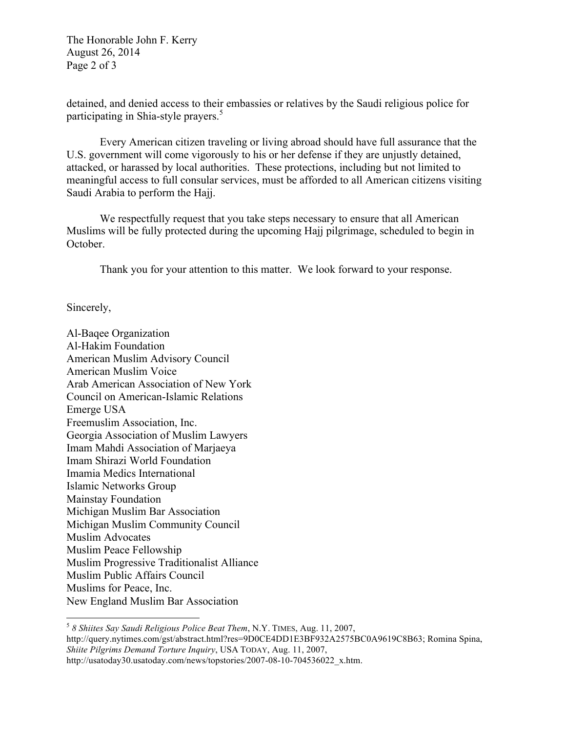detained, and denied access to their embassies or relatives by the Saudi religious police for participating in Shia-style prayers.[5]

Every American citizen traveling or living abroad should have full assurance that the U.S. government will come vigorously to his or her defense if they are unjustly detained, attacked, or harassed by local authorities. These protections, including but not limited to meaningful access to full consular services, must be afforded to all American citizens visiting Saudi Arabia to perform the Hajj.

We respectfully request that you take steps necessary to ensure that all American Muslims will be fully protected during the upcoming Hajj pilgrimage, scheduled to begin in October.

Thank you for your attention to this matter. We look forward to your response.

Sincerely,

Al-Baqee Organization
Al-Hakim Foundation
American Muslim Advisory Council
American Muslim Voice
Arab American Association of New York
Council on American-Islamic Relations
Emerge USA
Freemuslim Association, Inc.
Georgia Association of Muslim Lawyers
Imam Mahdi Association of Marjaeya
Imam Shirazi World Foundation
Imamia Medics International
Islamic Networks Group
Mainstay Foundation
Michigan Muslim Bar Association
Michigan Muslim Community Council
Muslim Advocates
Muslim Peace Fellowship
Muslim Progressive Traditionalist Alliance
Muslim Public Affairs Council
Muslims for Peace, Inc.
New England Muslim Bar Association

---

[5] *8 Shiites Say Saudi Religious Police Beat Them*, N.Y. TIMES, Aug. 11, 2007, http://query.nytimes.com/gst/abstract.html?res=9D0CE4DD1E3BF932A2575BC0A9619C8B63; Romina Spina, *Shiite Pilgrims Demand Torture Inquiry*, USA TODAY, Aug. 11, 2007, http://usatoday30.usatoday.com/news/topstories/2007-08-10-704536022_x.htm.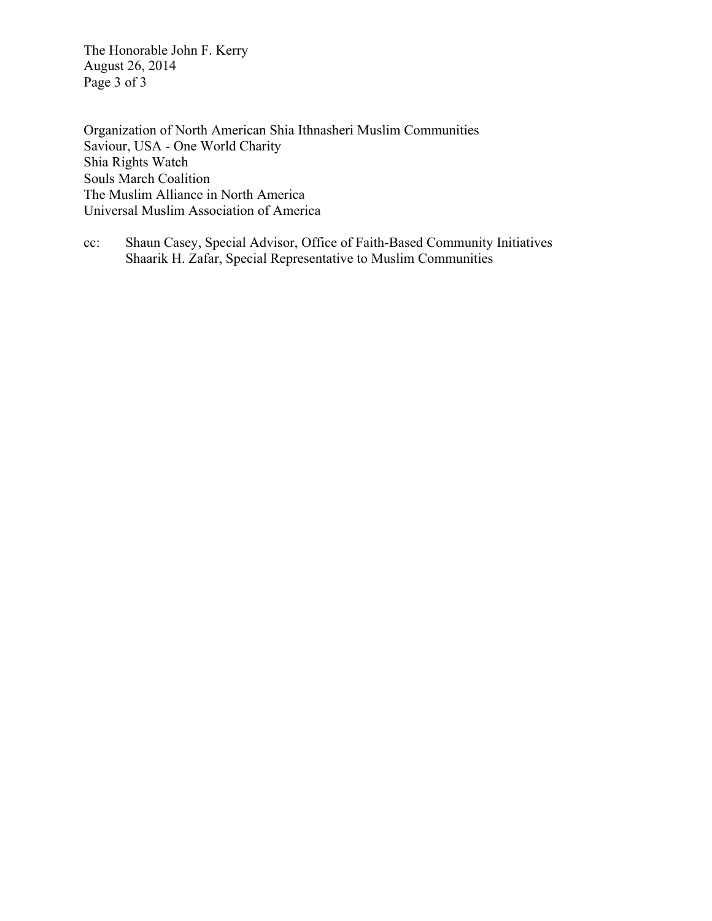Organization of North American Shia Ithnasheri Muslim Communities
Saviour, USA - One World Charity
Shia Rights Watch
Souls March Coalition
The Muslim Alliance in North America
Universal Muslim Association of America

cc: Shaun Casey, Special Advisor, Office of Faith-Based Community Initiatives
Shaarik H. Zafar, Special Representative to Muslim Communities